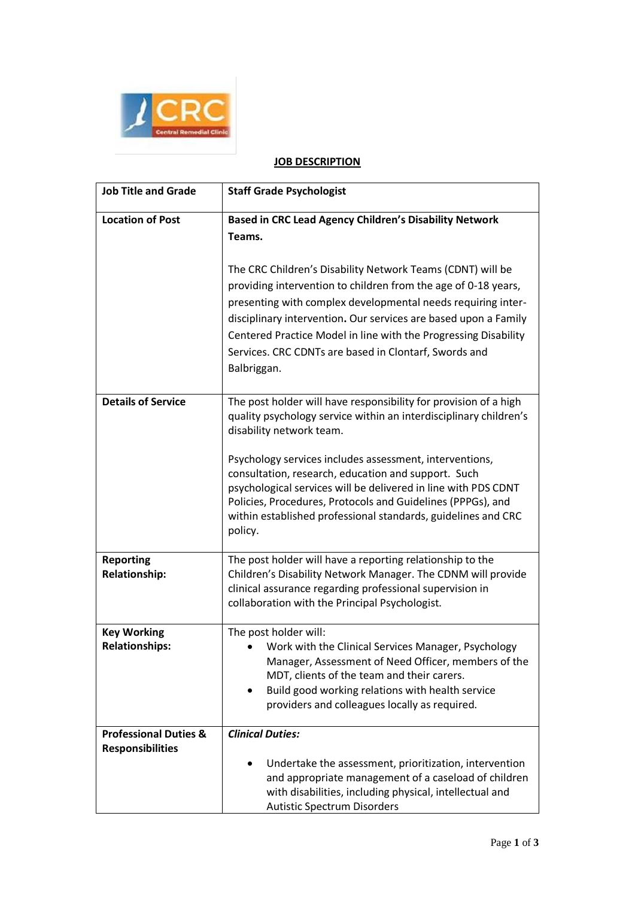**JOB DESCRIPTION**

| Job Title and Grade | Staff Grade Psychologist |
| --- | --- |
| **Location of Post** | **Based in CRC Lead Agency Children's Disability Network Teams.**<br><br>The CRC Children's Disability Network Teams (CDNT) will be providing intervention to children from the age of 0-18 years, presenting with complex developmental needs requiring inter-disciplinary intervention**.** Our services are based upon a Family Centered Practice Model in line with the Progressing Disability Services. CRC CDNTs are based in Clontarf, Swords and Balbriggan. |
| **Details of Service** | The post holder will have responsibility for provision of a high quality psychology service within an interdisciplinary children's disability network team.<br><br>Psychology services includes assessment, interventions, consultation, research, education and support. Such psychological services will be delivered in line with PDS CDNT Policies, Procedures, Protocols and Guidelines (PPPGs), and within established professional standards, guidelines and CRC policy. |
| **Reporting Relationship:** | The post holder will have a reporting relationship to the Children's Disability Network Manager. The CDNM will provide clinical assurance regarding professional supervision in collaboration with the Principal Psychologist. |
| **Key Working Relationships:** | The post holder will:<br>• Work with the Clinical Services Manager, Psychology Manager, Assessment of Need Officer, members of the MDT, clients of the team and their carers.<br>• Build good working relations with health service providers and colleagues locally as required. |
| **Professional Duties & Responsibilities** | ***Clinical Duties:***<br><br>• Undertake the assessment, prioritization, intervention and appropriate management of a caseload of children with disabilities, including physical, intellectual and Autistic Spectrum Disorders |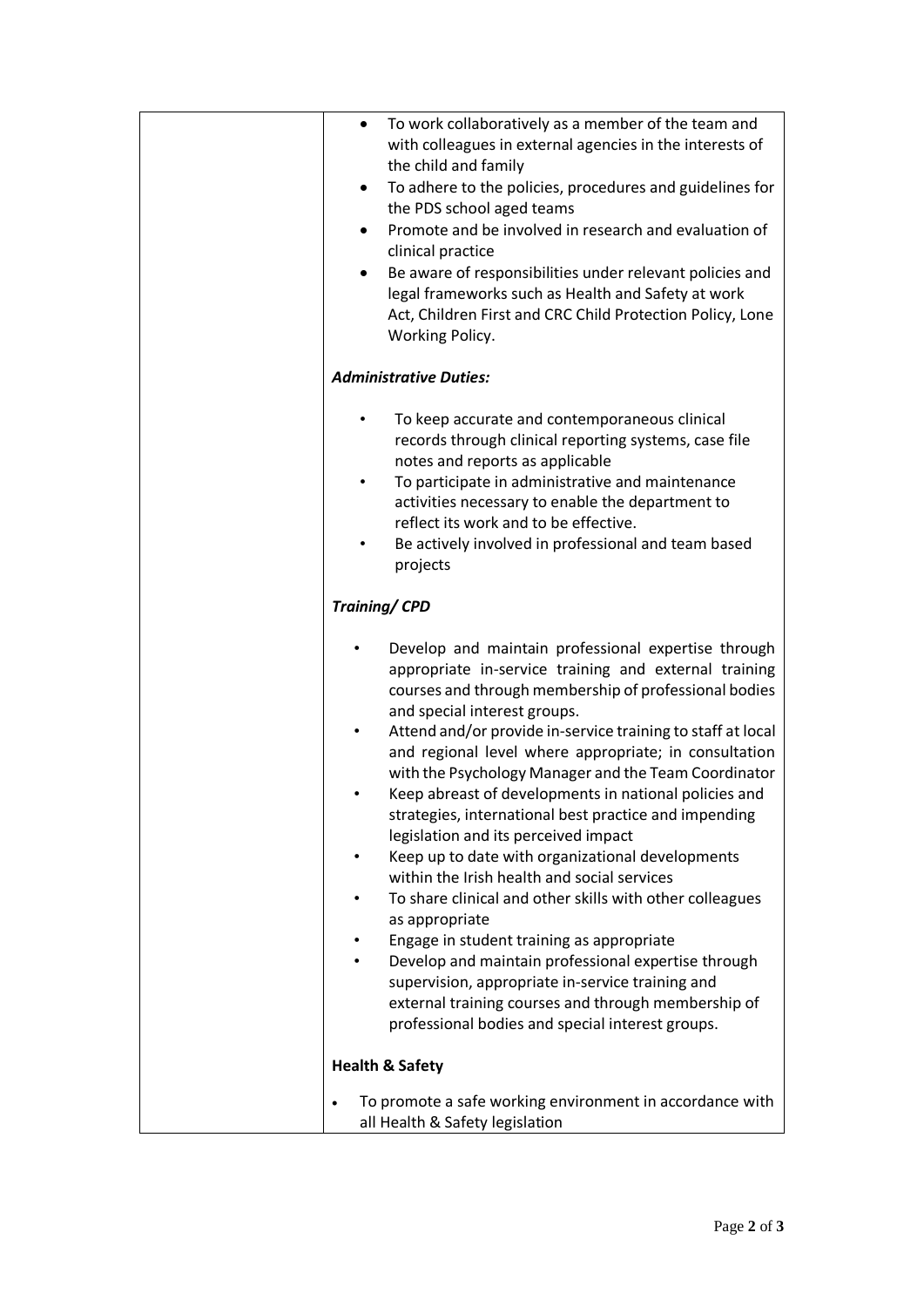| | |
|---|---|
| | • To work collaboratively as a member of the team and with colleagues in external agencies in the interests of the child and family<br>• To adhere to the policies, procedures and guidelines for the PDS school aged teams<br>• Promote and be involved in research and evaluation of clinical practice<br>• Be aware of responsibilities under relevant policies and legal frameworks such as Health and Safety at work Act, Children First and CRC Child Protection Policy, Lone Working Policy.<br><br>***Administrative Duties:***<br><br>• To keep accurate and contemporaneous clinical records through clinical reporting systems, case file notes and reports as applicable<br>• To participate in administrative and maintenance activities necessary to enable the department to reflect its work and to be effective.<br>• Be actively involved in professional and team based projects<br><br>***Training/ CPD***<br><br>• Develop and maintain professional expertise through appropriate in-service training and external training courses and through membership of professional bodies and special interest groups.<br>• Attend and/or provide in-service training to staff at local and regional level where appropriate; in consultation with the Psychology Manager and the Team Coordinator<br>• Keep abreast of developments in national policies and strategies, international best practice and impending legislation and its perceived impact<br>• Keep up to date with organizational developments within the Irish health and social services<br>• To share clinical and other skills with other colleagues as appropriate<br>• Engage in student training as appropriate<br>• Develop and maintain professional expertise through supervision, appropriate in-service training and external training courses and through membership of professional bodies and special interest groups.<br><br>**Health & Safety**<br><br>• To promote a safe working environment in accordance with all Health & Safety legislation |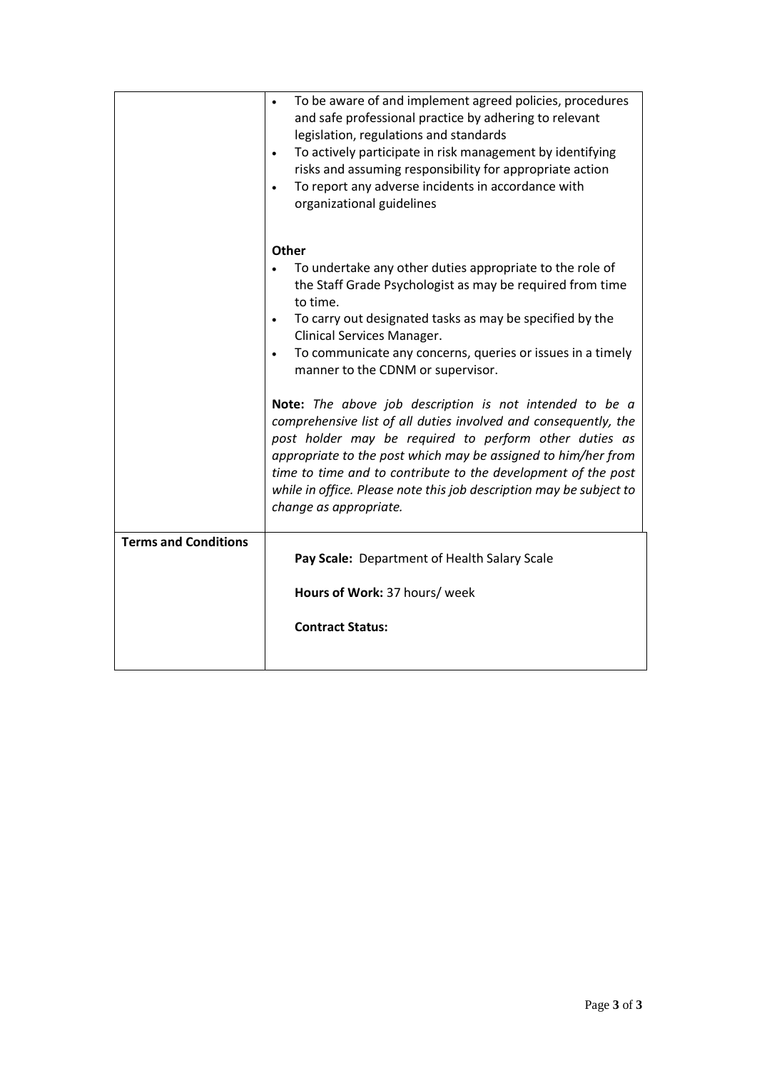| | |
|---|---|
| | • To be aware of and implement agreed policies, procedures and safe professional practice by adhering to relevant legislation, regulations and standards<br>• To actively participate in risk management by identifying risks and assuming responsibility for appropriate action<br>• To report any adverse incidents in accordance with organizational guidelines<br><br>**Other**<br>• To undertake any other duties appropriate to the role of the Staff Grade Psychologist as may be required from time to time.<br>• To carry out designated tasks as may be specified by the Clinical Services Manager.<br>• To communicate any concerns, queries or issues in a timely manner to the CDNM or supervisor.<br><br>**Note:** *The above job description is not intended to be a comprehensive list of all duties involved and consequently, the post holder may be required to perform other duties as appropriate to the post which may be assigned to him/her from time to time and to contribute to the development of the post while in office. Please note this job description may be subject to change as appropriate.* |
| **Terms and Conditions** | **Pay Scale:** Department of Health Salary Scale<br><br>**Hours of Work:** 37 hours/ week<br><br>**Contract Status:** |